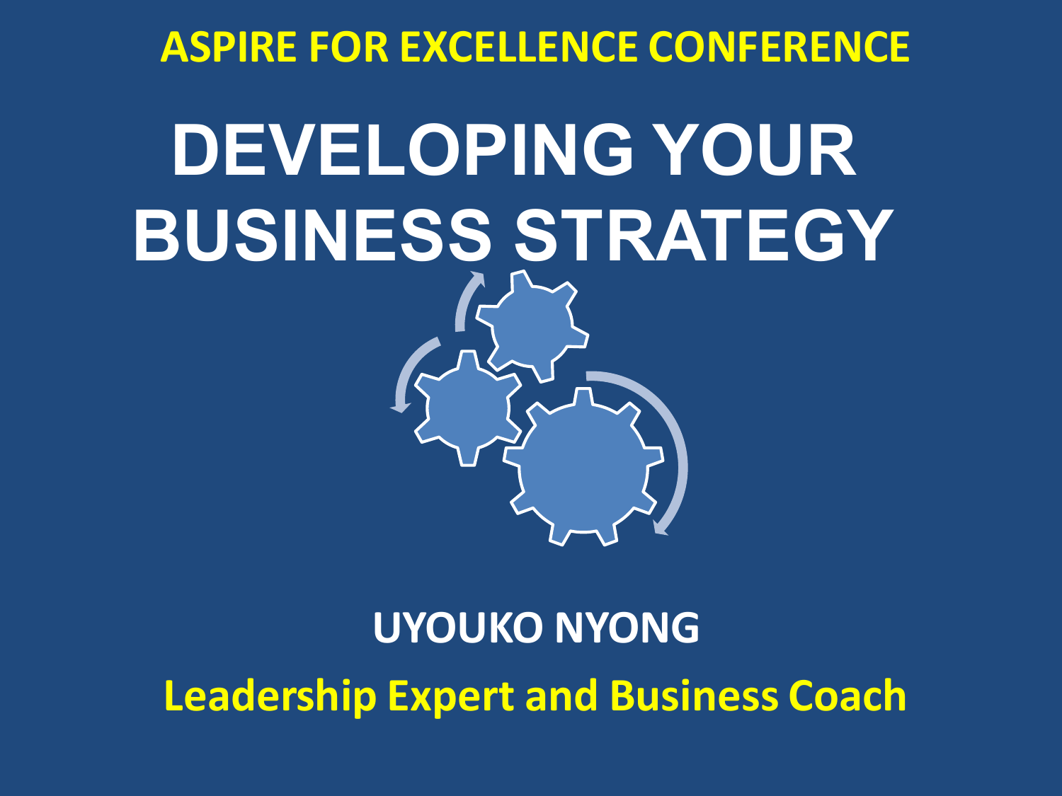**ASPIRE FOR EXCELLENCE CONFERENCE**

# DEVELOPING YOUR BUSINESS STRATEGY

**UYOUKO NYONG**

**Leadership Expert and Business Coach**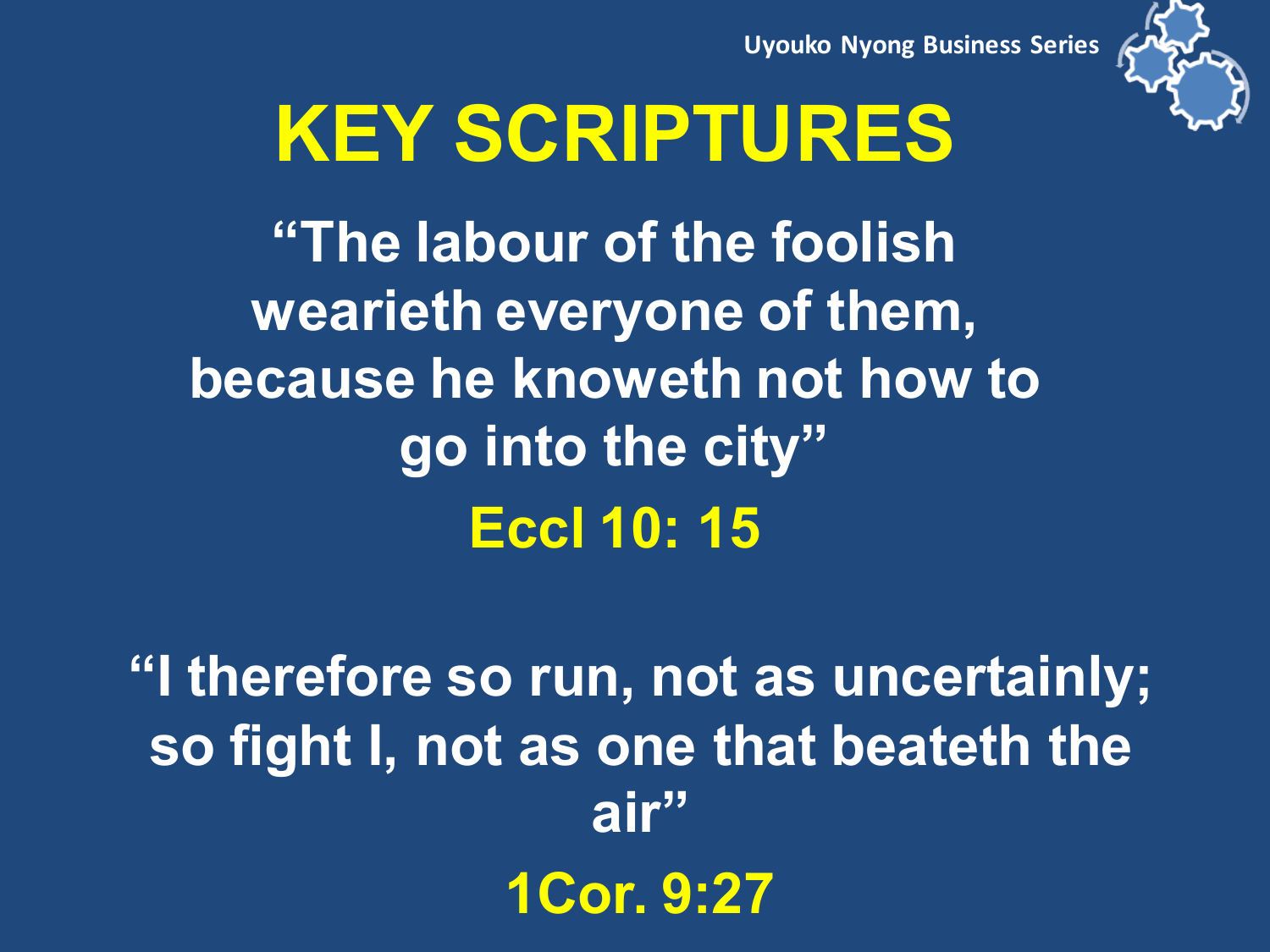# KEY SCRIPTURES

**"The labour of the foolish wearieth everyone of them, because he knoweth not how to go into the city"**

**Eccl 10: 15**

**"I therefore so run, not as uncertainly; so fight I, not as one that beateth the air"**

**1Cor. 9:27**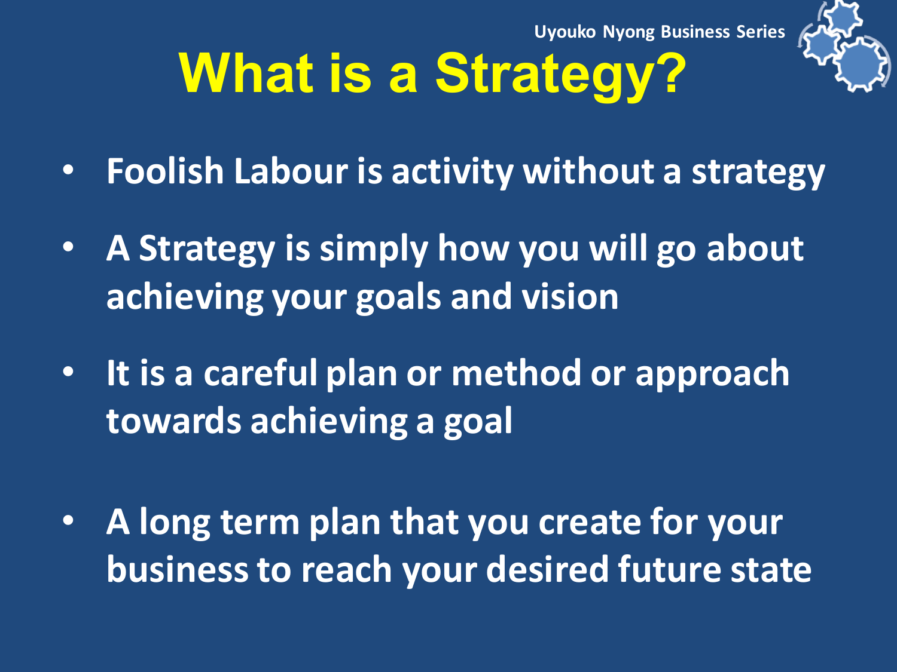# What is a Strategy?

- Foolish Labour is activity without a strategy
- A Strategy is simply how you will go about achieving your goals and vision
- It is a careful plan or method or approach towards achieving a goal
- A long term plan that you create for your business to reach your desired future state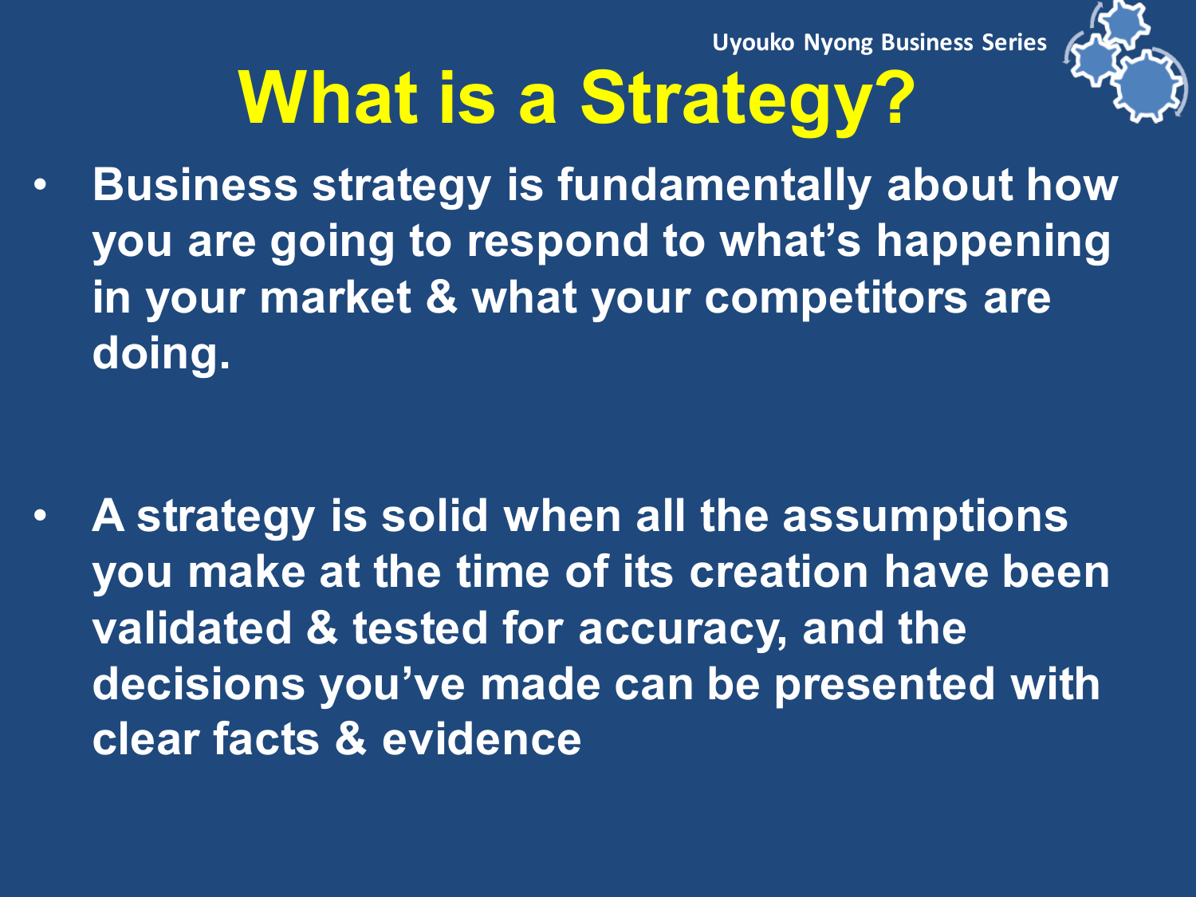# What is a Strategy?

- **Business strategy is fundamentally about how you are going to respond to what's happening in your market & what your competitors are doing.**

- **A strategy is solid when all the assumptions you make at the time of its creation have been validated & tested for accuracy, and the decisions you've made can be presented with clear facts & evidence**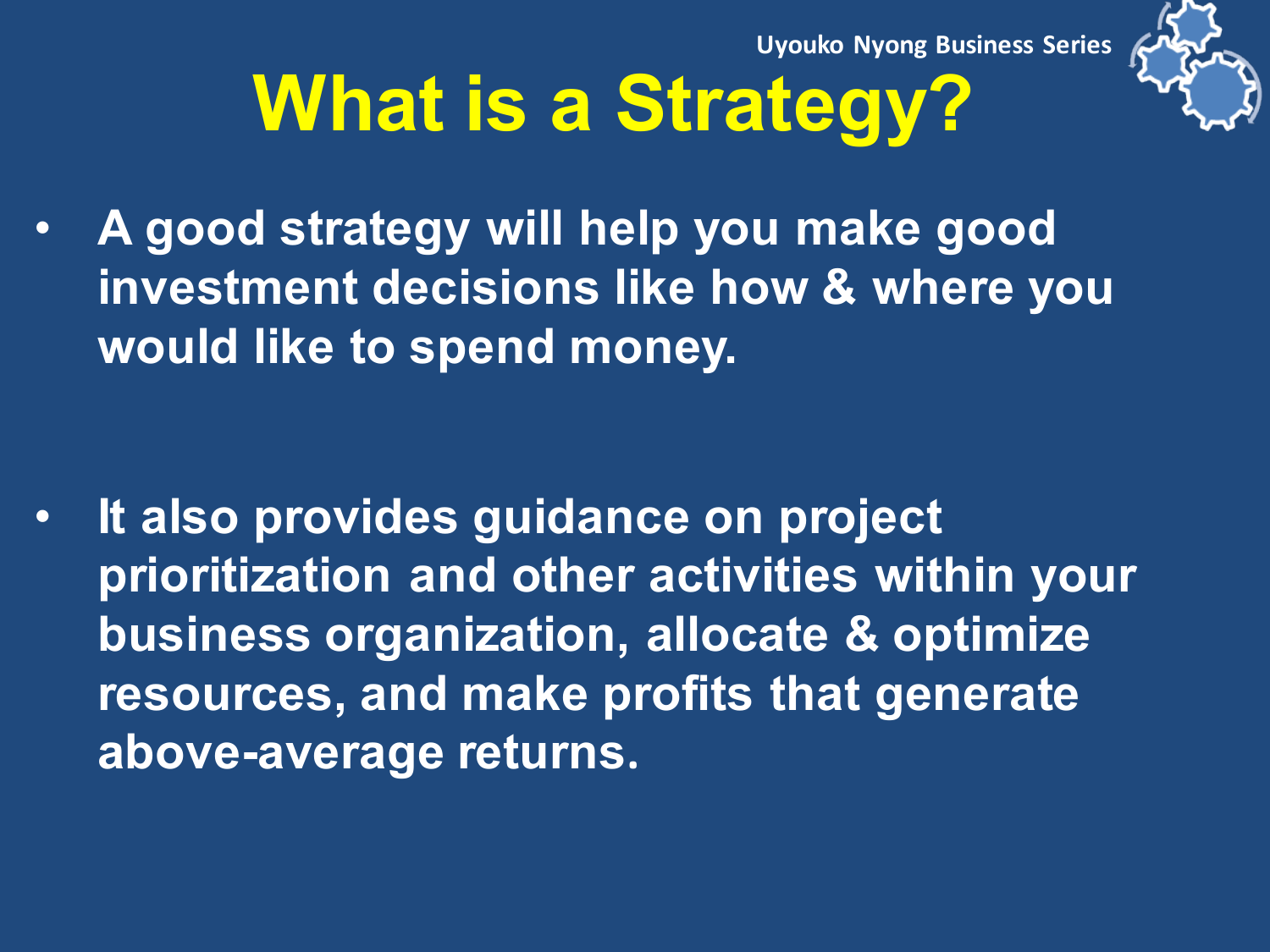# What is a Strategy?

- **A good strategy will help you make good investment decisions like how & where you would like to spend money.**

- **It also provides guidance on project prioritization and other activities within your business organization, allocate & optimize resources, and make profits that generate above-average returns.**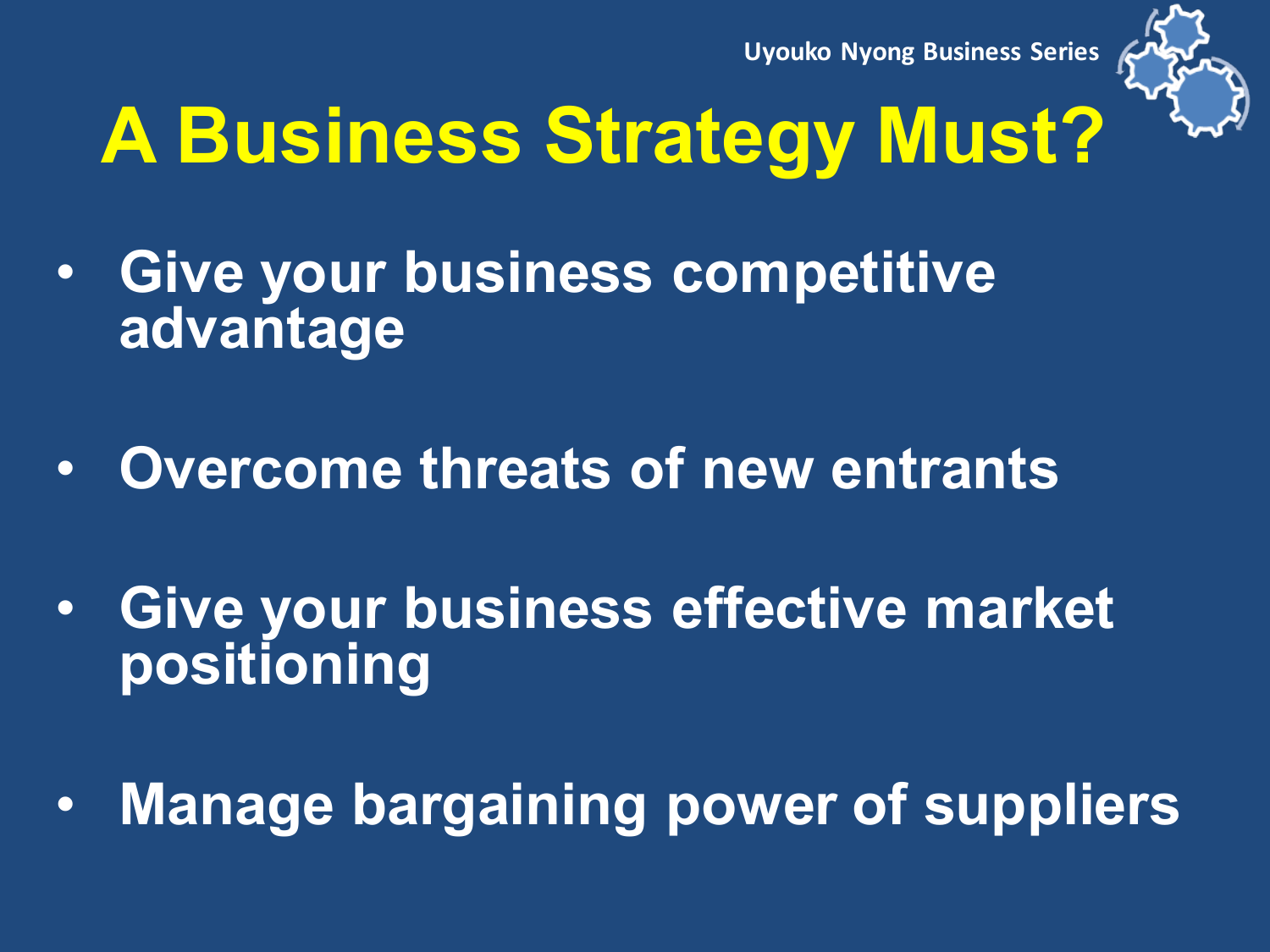# A Business Strategy Must?

- **Give your business competitive advantage**
- **Overcome threats of new entrants**
- **Give your business effective market positioning**
- **Manage bargaining power of suppliers**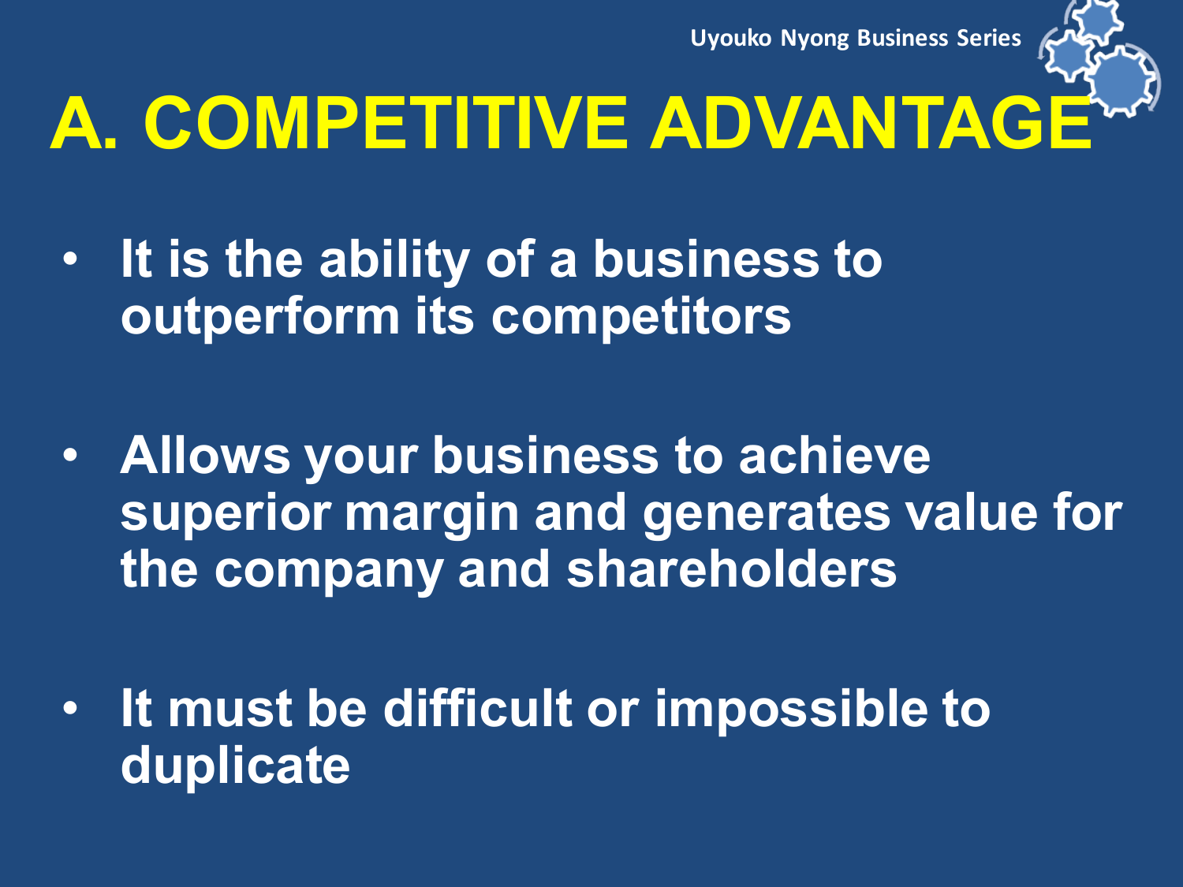# A. COMPETITIVE ADVANTAGE

- It is the ability of a business to outperform its competitors
- Allows your business to achieve superior margin and generates value for the company and shareholders
- It must be difficult or impossible to duplicate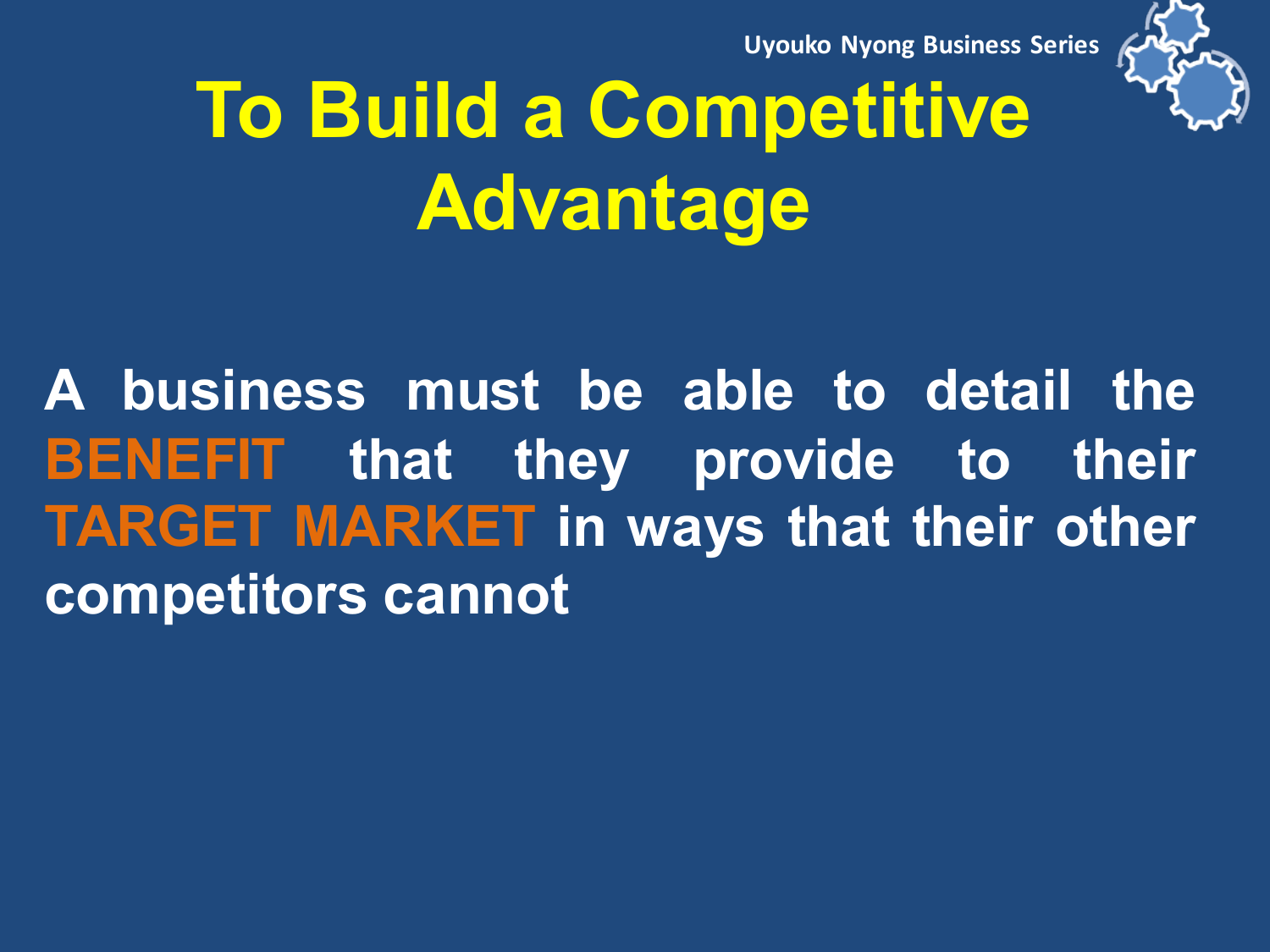# To Build a Competitive Advantage

A business must be able to detail the **BENEFIT** that they provide to their **TARGET MARKET** in ways that their other competitors cannot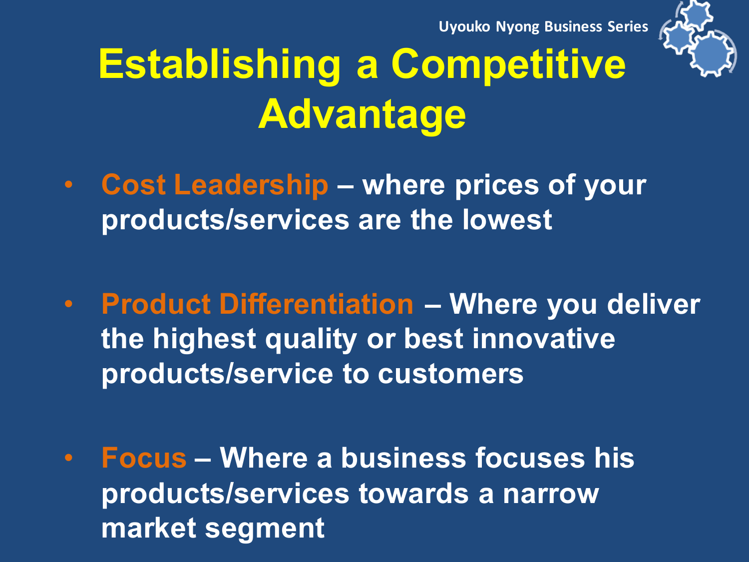# Establishing a Competitive Advantage

- **Cost Leadership** – where prices of your products/services are the lowest

- **Product Differentiation** – Where you deliver the highest quality or best innovative products/service to customers

- **Focus** – Where a business focuses his products/services towards a narrow market segment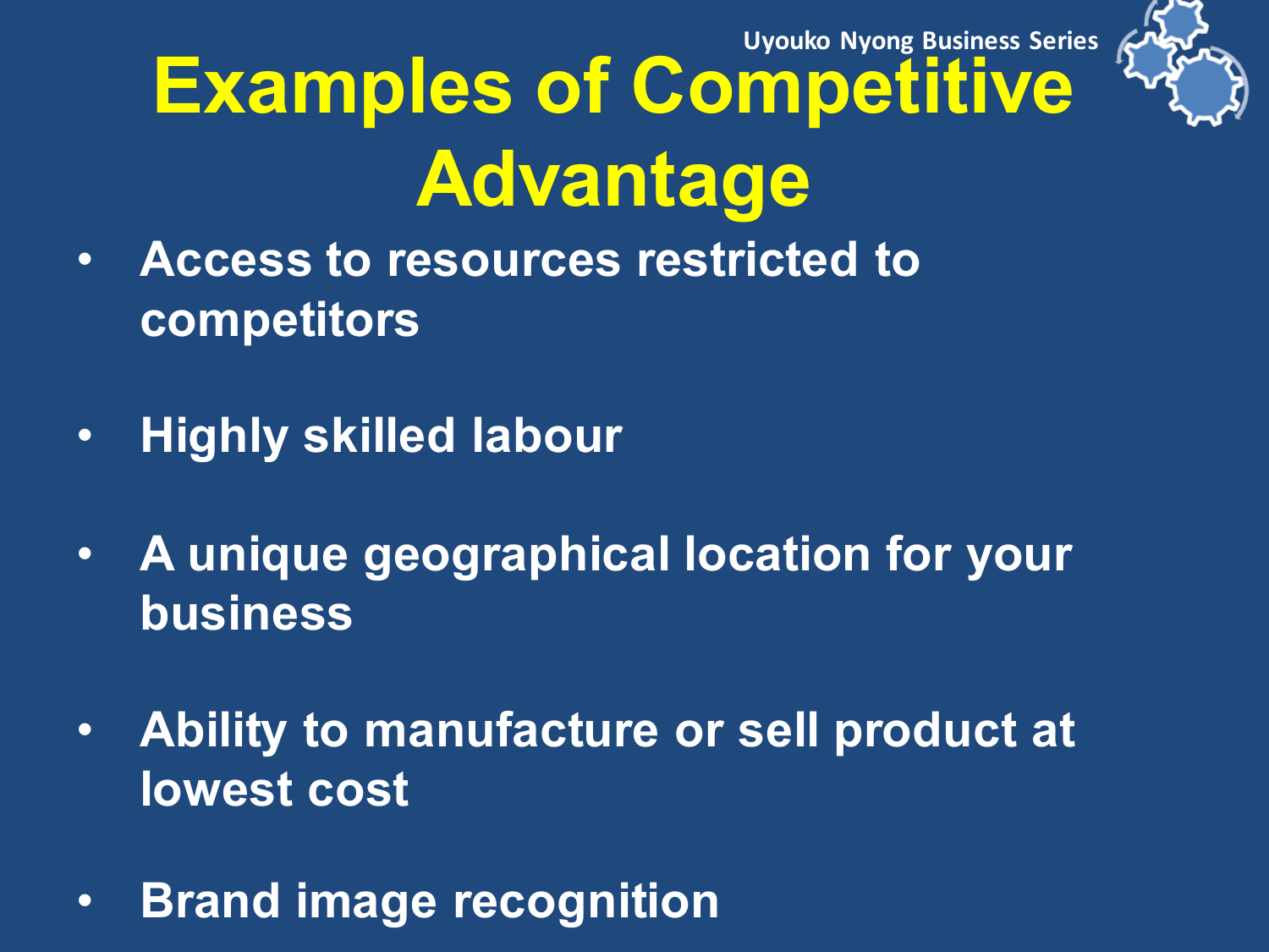# Examples of Competitive Advantage

- Access to resources restricted to competitors
- Highly skilled labour
- A unique geographical location for your business
- Ability to manufacture or sell product at lowest cost
- Brand image recognition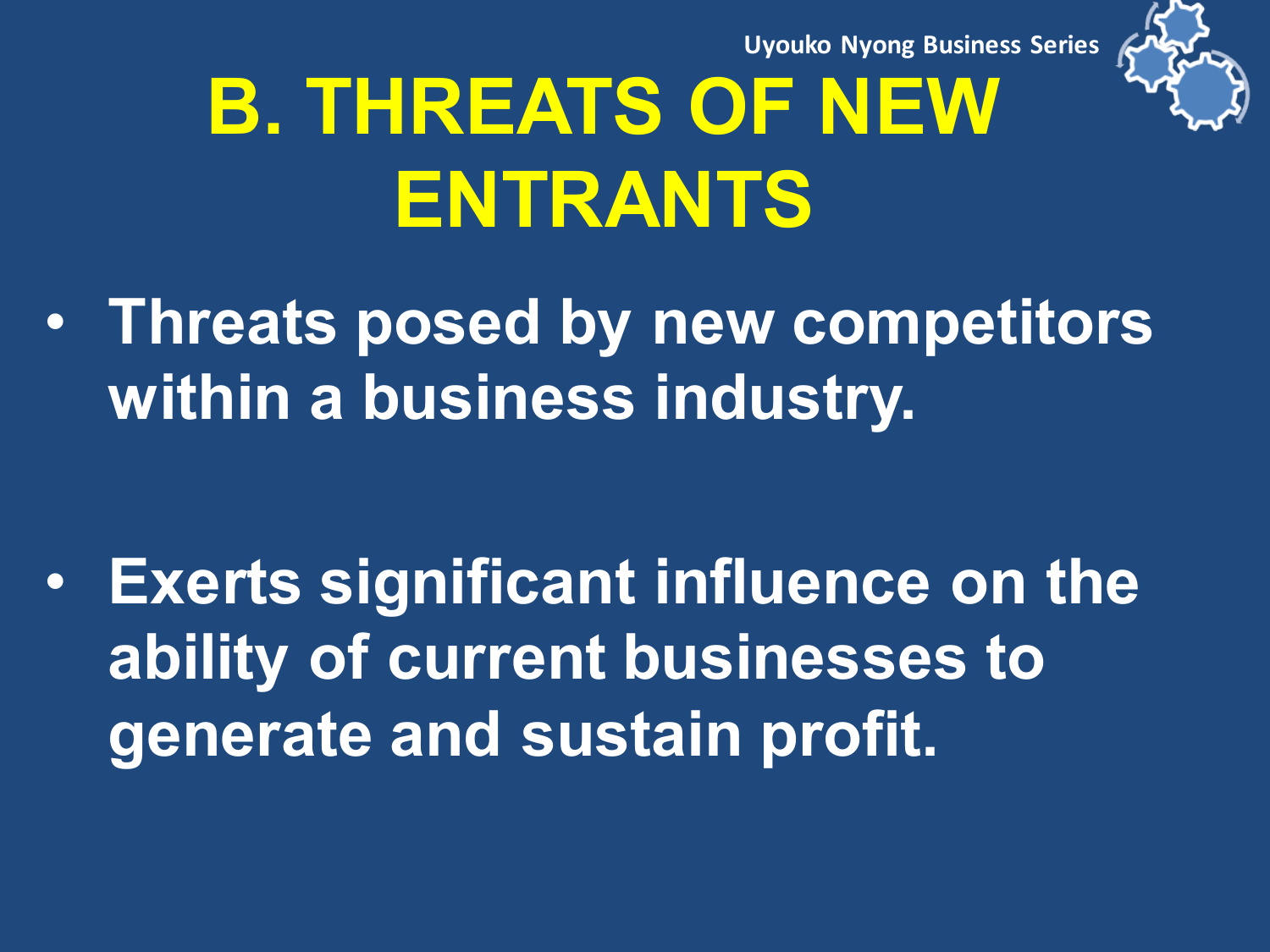# B. THREATS OF NEW ENTRANTS

- **Threats posed by new competitors within a business industry.**

- **Exerts significant influence on the ability of current businesses to generate and sustain profit.**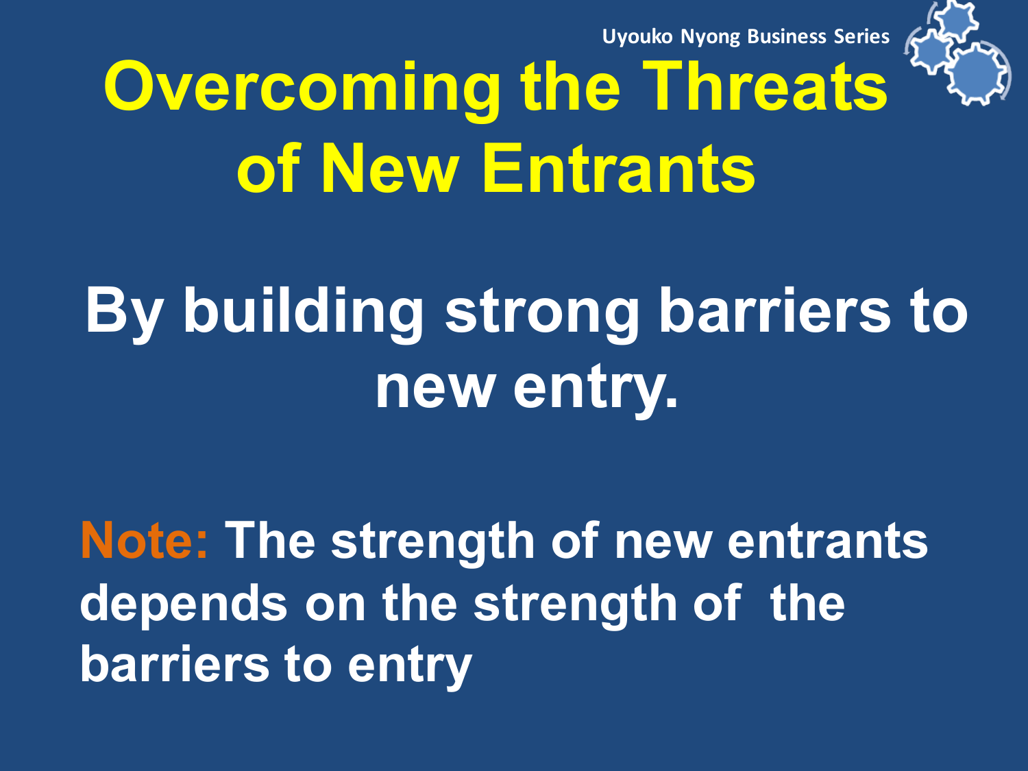# Overcoming the Threats of New Entrants

**By building strong barriers to new entry.**

**Note: The strength of new entrants depends on the strength of the barriers to entry**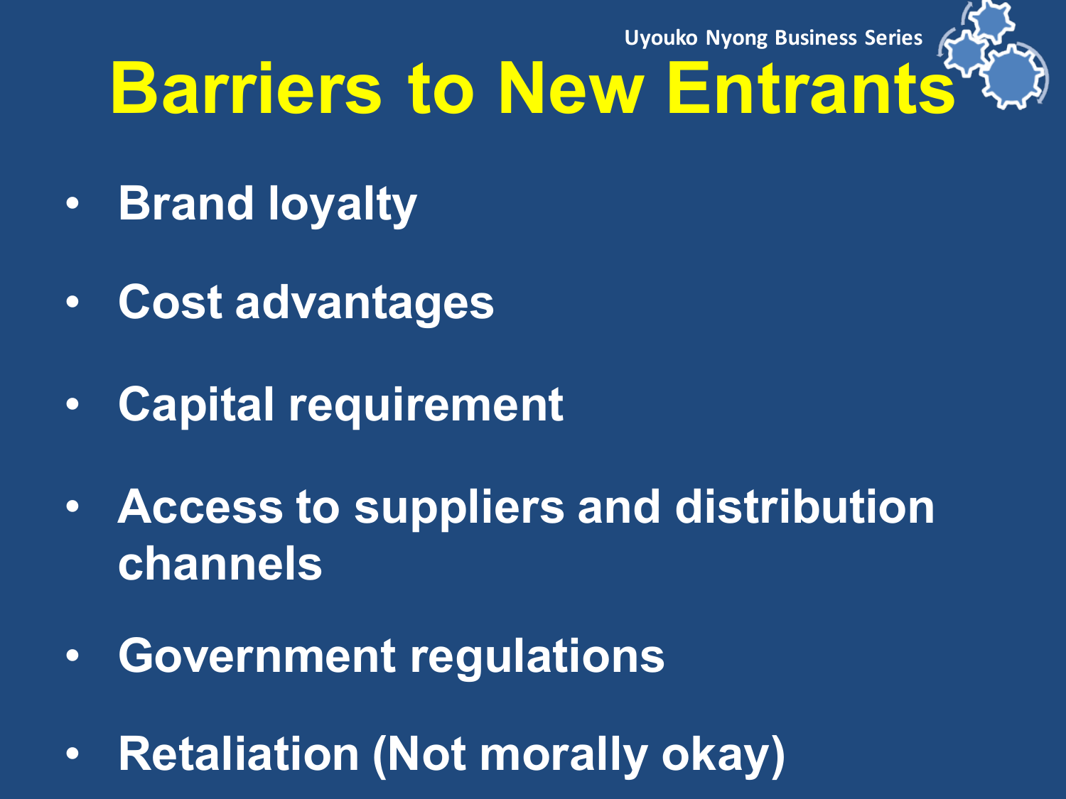# Barriers to New Entrants

- Brand loyalty
- Cost advantages
- Capital requirement
- Access to suppliers and distribution channels
- Government regulations
- Retaliation (Not morally okay)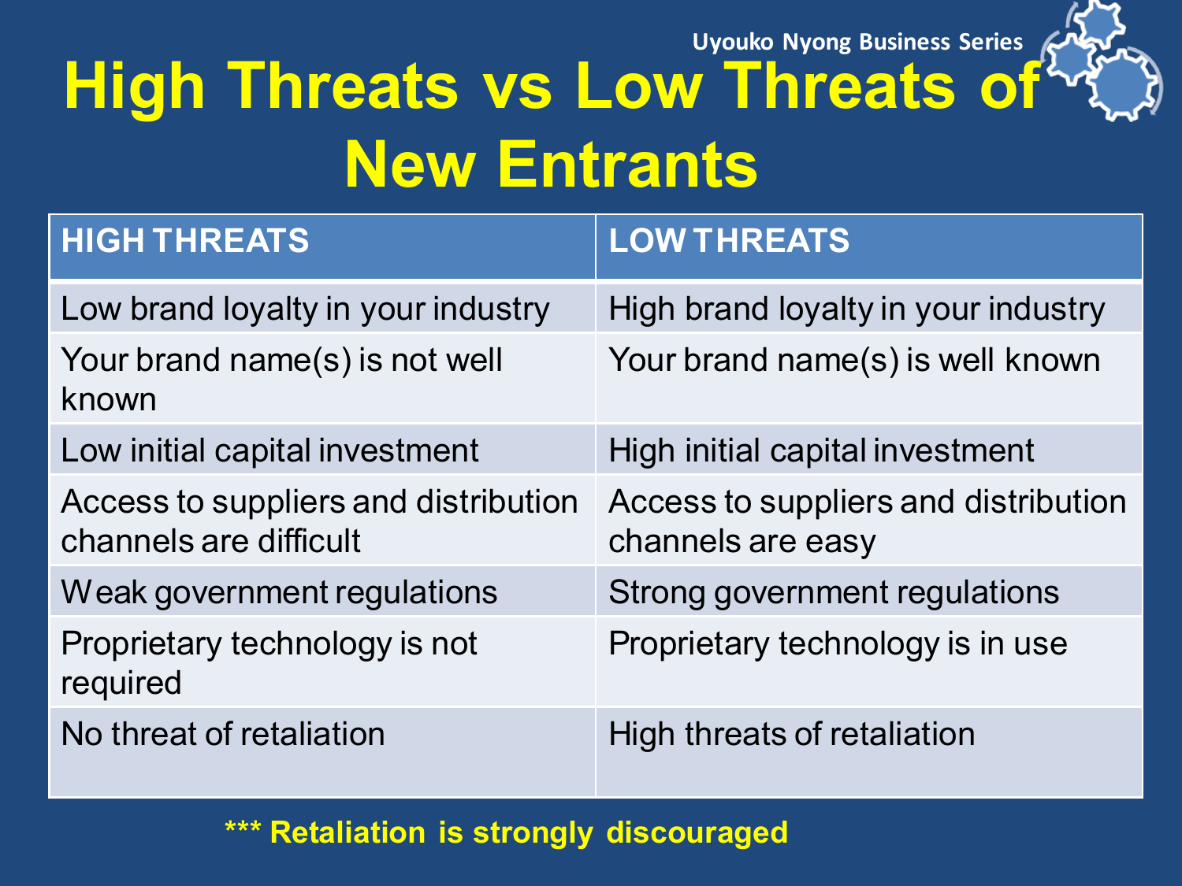# High Threats vs Low Threats of New Entrants

| HIGH THREATS | LOW THREATS |
|---|---|
| Low brand loyalty in your industry | High brand loyalty in your industry |
| Your brand name(s) is not well known | Your brand name(s) is well known |
| Low initial capital investment | High initial capital investment |
| Access to suppliers and distribution channels are difficult | Access to suppliers and distribution channels are easy |
| Weak government regulations | Strong government regulations |
| Proprietary technology is not required | Proprietary technology is in use |
| No threat of retaliation | High threats of retaliation |

**\*\*\* Retaliation is strongly discouraged**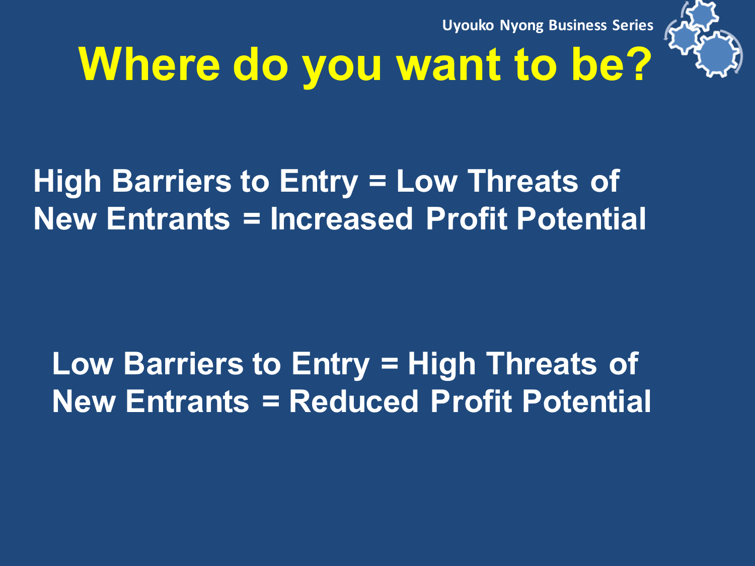# Where do you want to be?

**High Barriers to Entry = Low Threats of New Entrants = Increased Profit Potential**

**Low Barriers to Entry = High Threats of New Entrants = Reduced Profit Potential**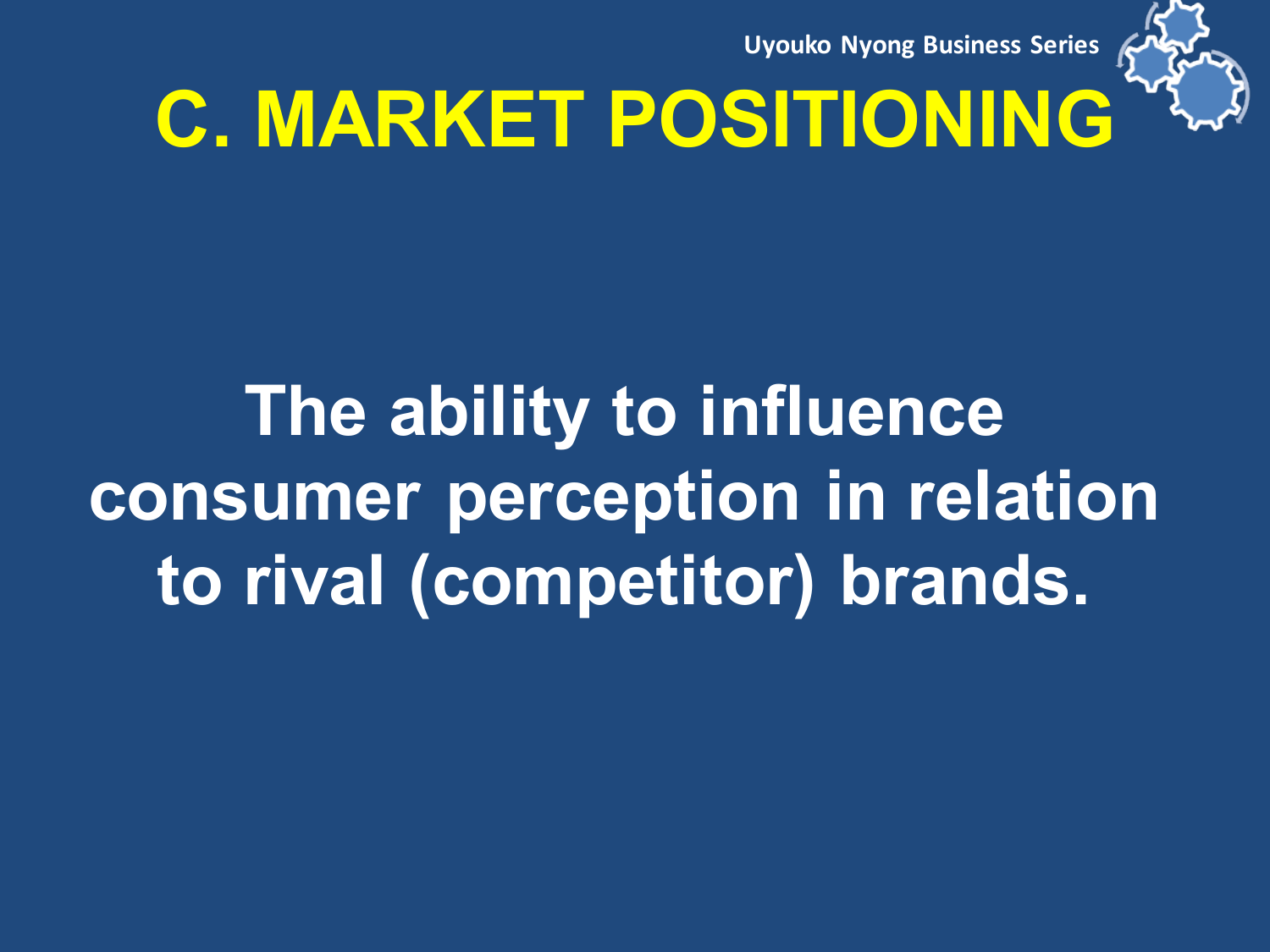# C. MARKET POSITIONING

**The ability to influence consumer perception in relation to rival (competitor) brands.**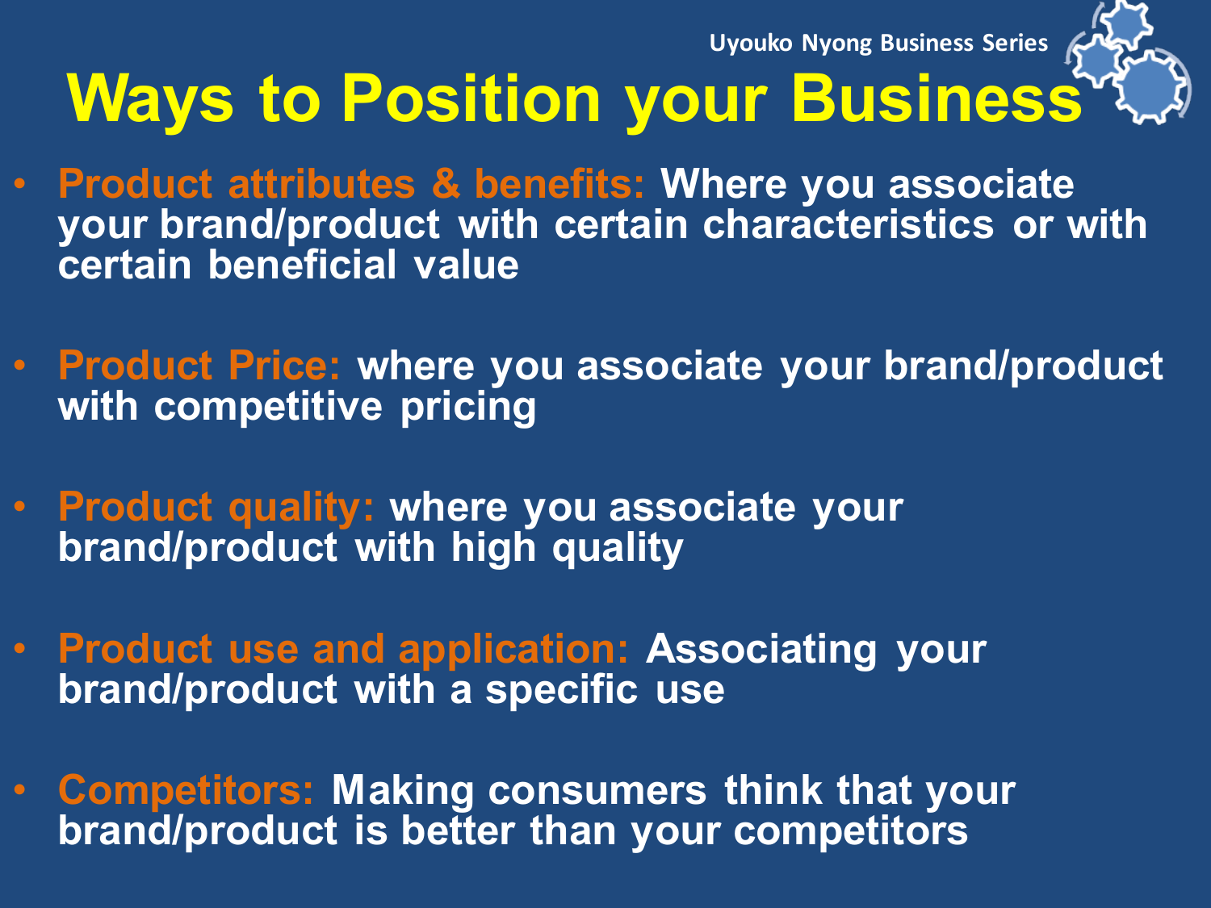# Ways to Position your Business

- **Product attributes & benefits:** Where you associate your brand/product with certain characteristics or with certain beneficial value

- **Product Price:** where you associate your brand/product with competitive pricing

- **Product quality:** where you associate your brand/product with high quality

- **Product use and application:** Associating your brand/product with a specific use

- **Competitors:** Making consumers think that your brand/product is better than your competitors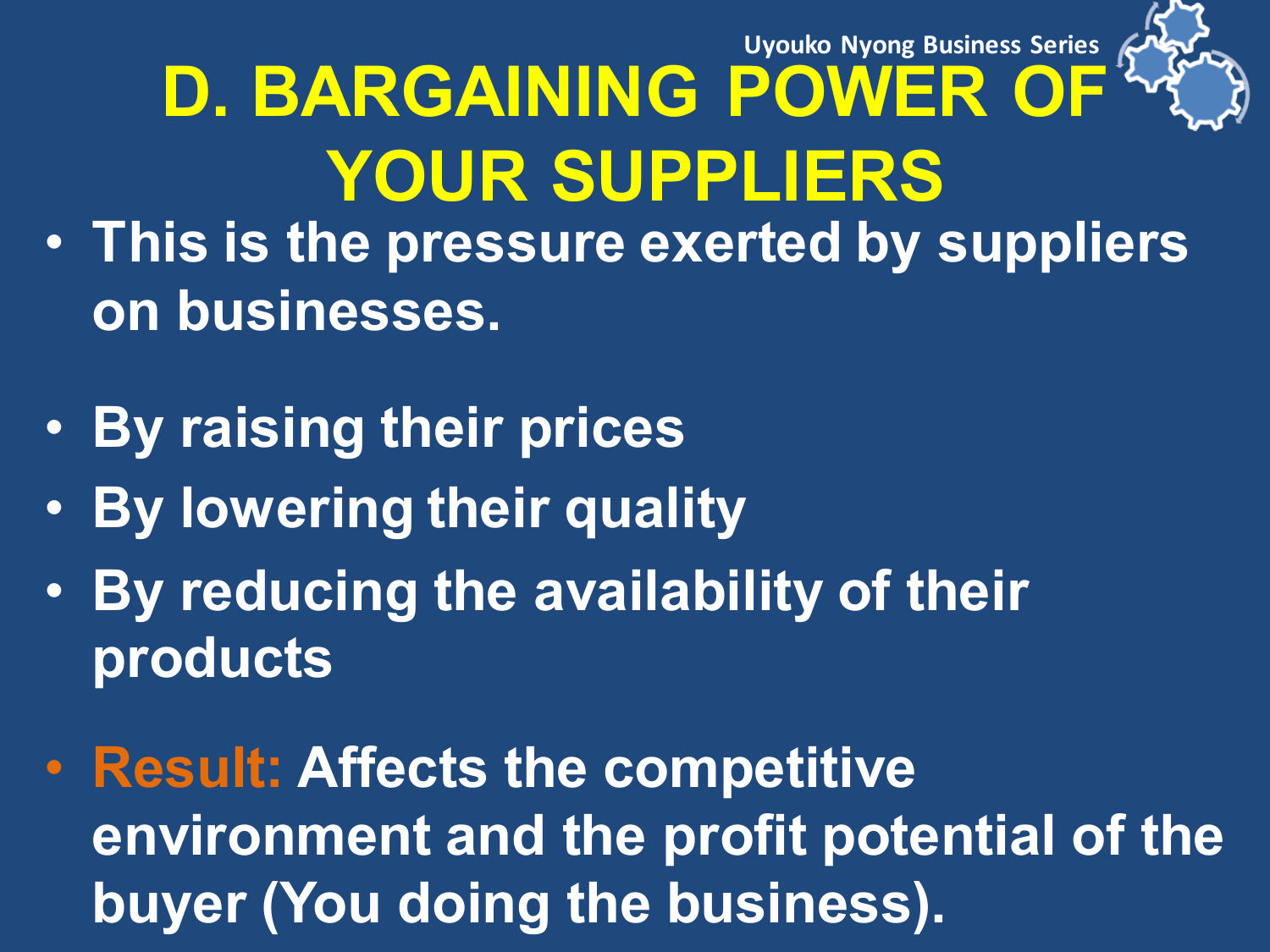# D. BARGAINING POWER OF YOUR SUPPLIERS

- **This is the pressure exerted by suppliers on businesses.**

- **By raising their prices**
- **By lowering their quality**
- **By reducing the availability of their products**

- **Result: Affects the competitive environment and the profit potential of the buyer (You doing the business).**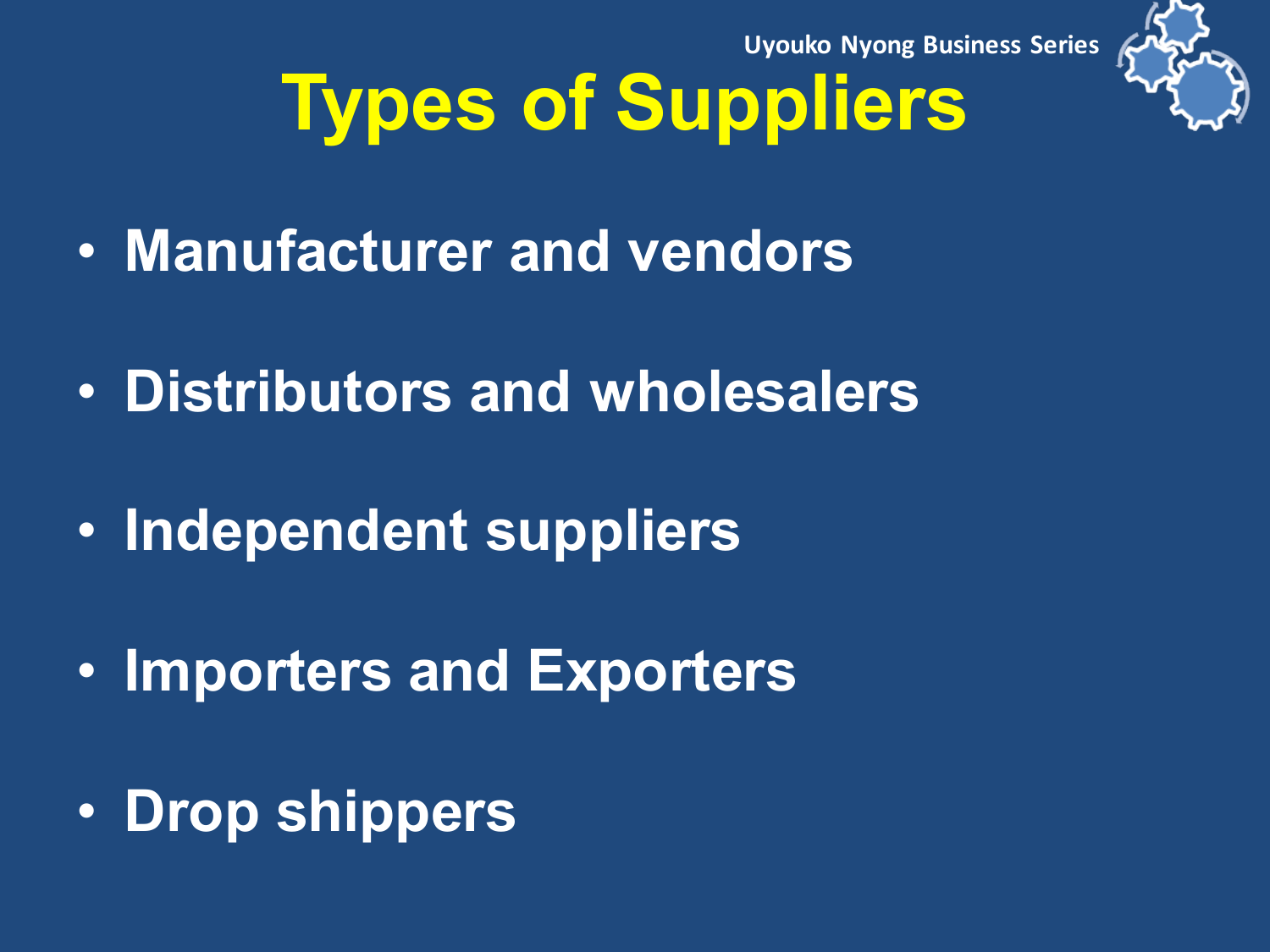# Types of Suppliers

- **Manufacturer and vendors**
- **Distributors and wholesalers**
- **Independent suppliers**
- **Importers and Exporters**
- **Drop shippers**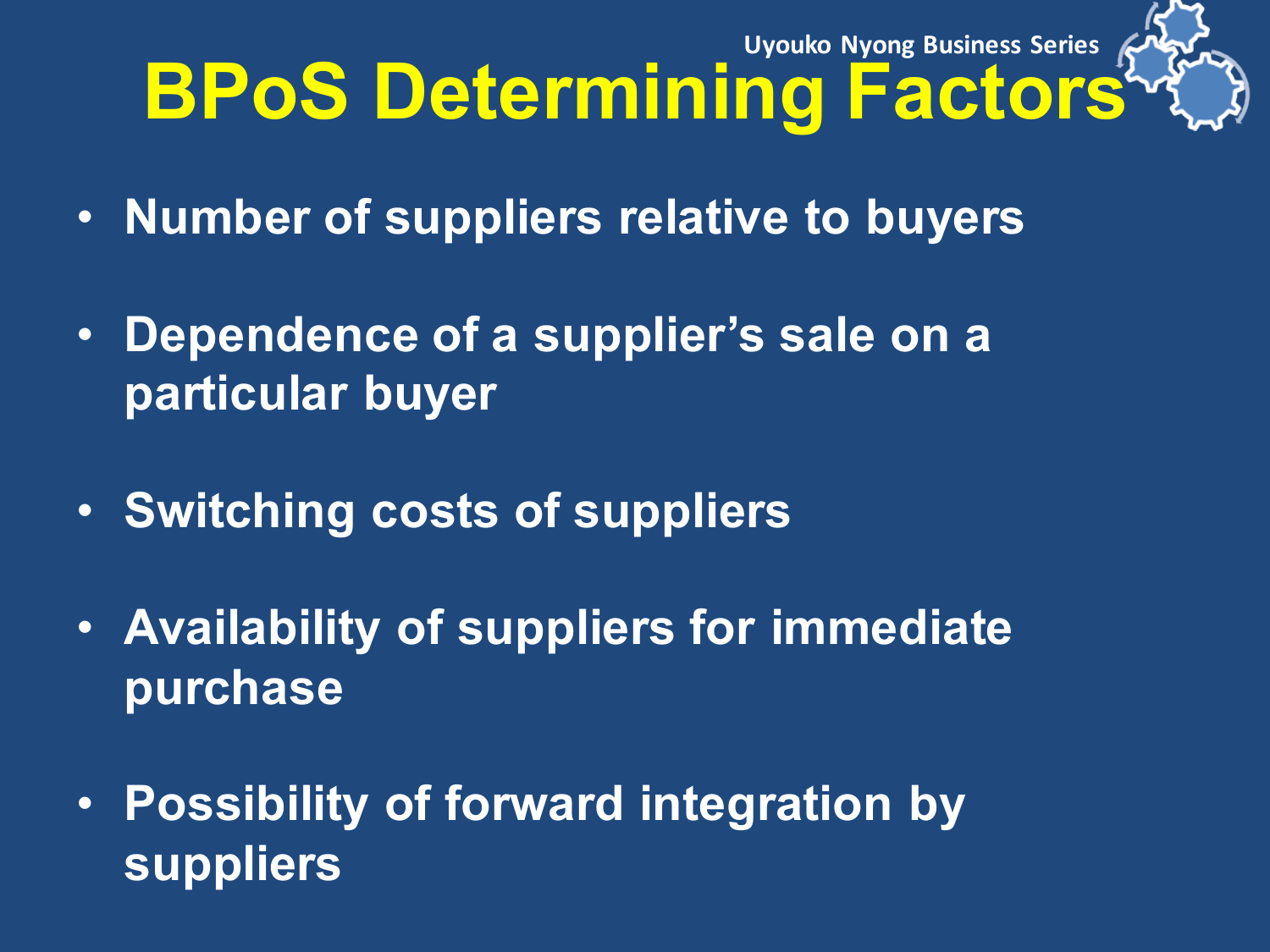# BPoS Determining Factors

- **Number of suppliers relative to buyers**
- **Dependence of a supplier's sale on a particular buyer**
- **Switching costs of suppliers**
- **Availability of suppliers for immediate purchase**
- **Possibility of forward integration by suppliers**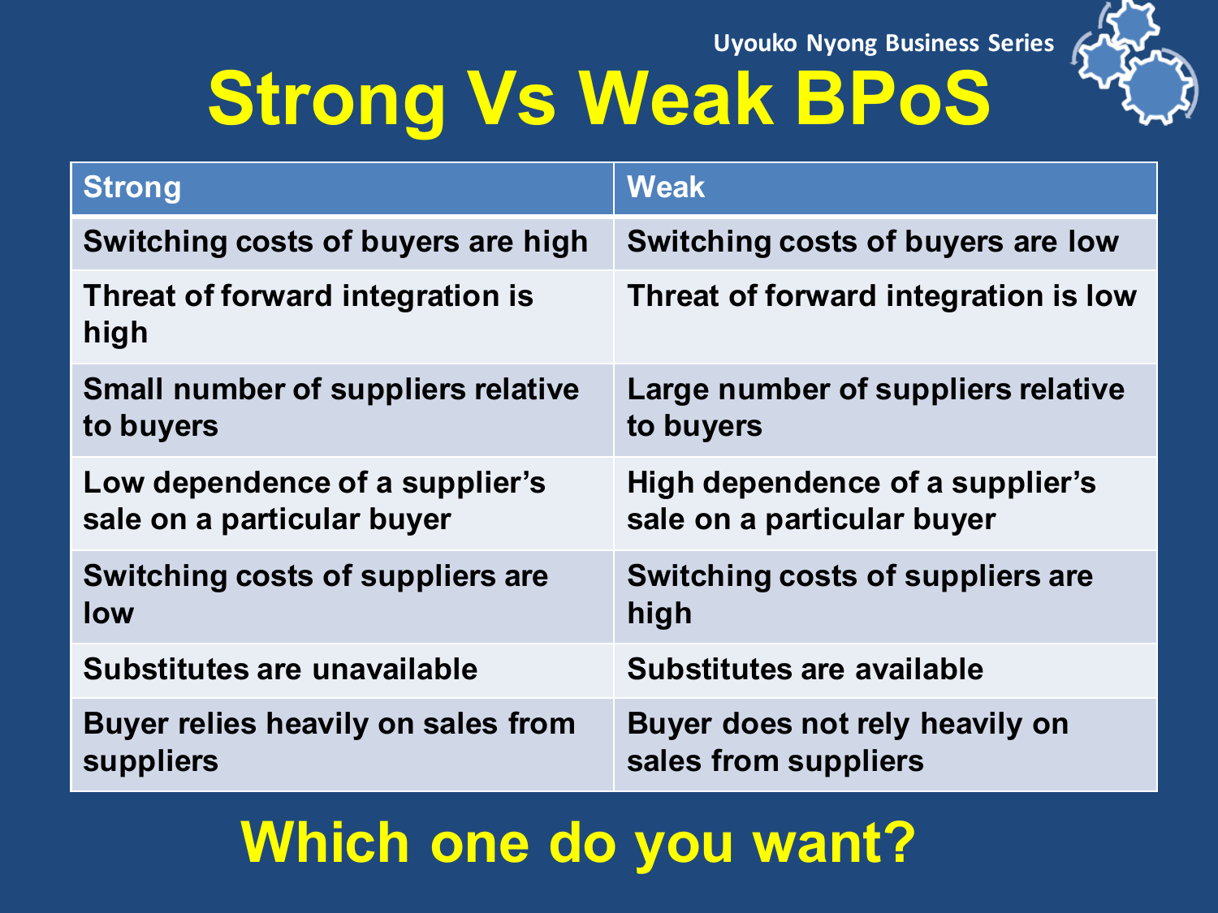# Strong Vs Weak BPoS

| Strong | Weak |
|---|---|
| Switching costs of buyers are high | Switching costs of buyers are low |
| Threat of forward integration is high | Threat of forward integration is low |
| Small number of suppliers relative to buyers | Large number of suppliers relative to buyers |
| Low dependence of a supplier's sale on a particular buyer | High dependence of a supplier's sale on a particular buyer |
| Switching costs of suppliers are low | Switching costs of suppliers are high |
| Substitutes are unavailable | Substitutes are available |
| Buyer relies heavily on sales from suppliers | Buyer does not rely heavily on sales from suppliers |

## Which one do you want?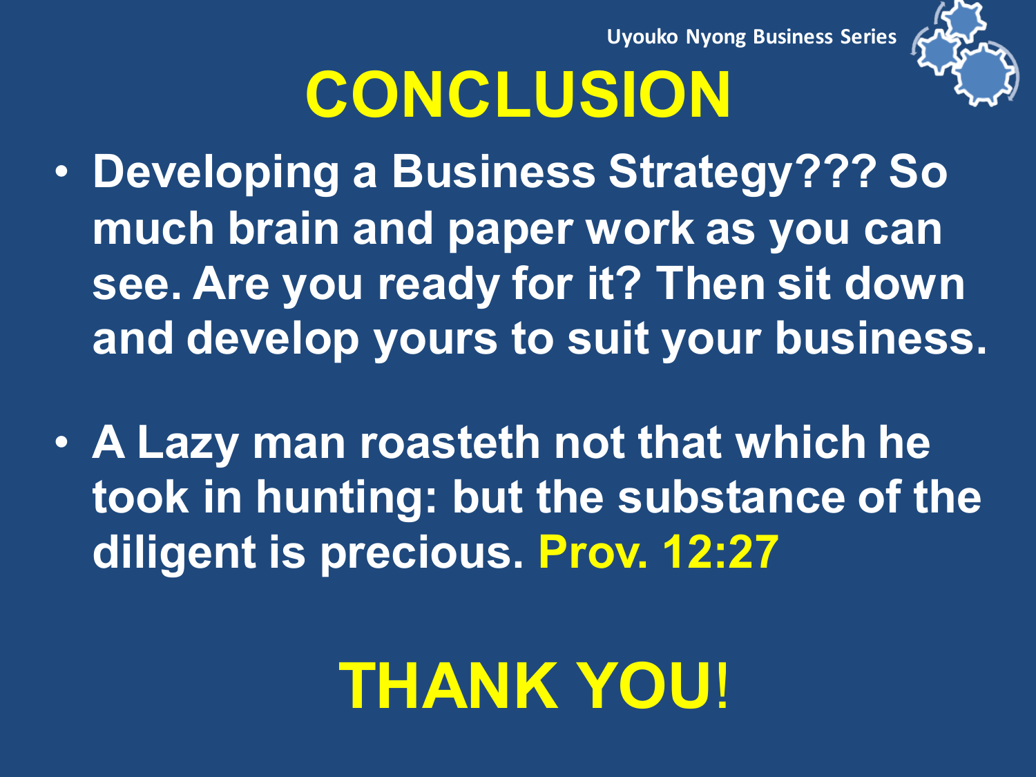# CONCLUSION

- Developing a Business Strategy??? So much brain and paper work as you can see. Are you ready for it? Then sit down and develop yours to suit your business.

- A Lazy man roasteth not that which he took in hunting: but the substance of the diligent is precious. Prov. 12:27

## THANK YOU!